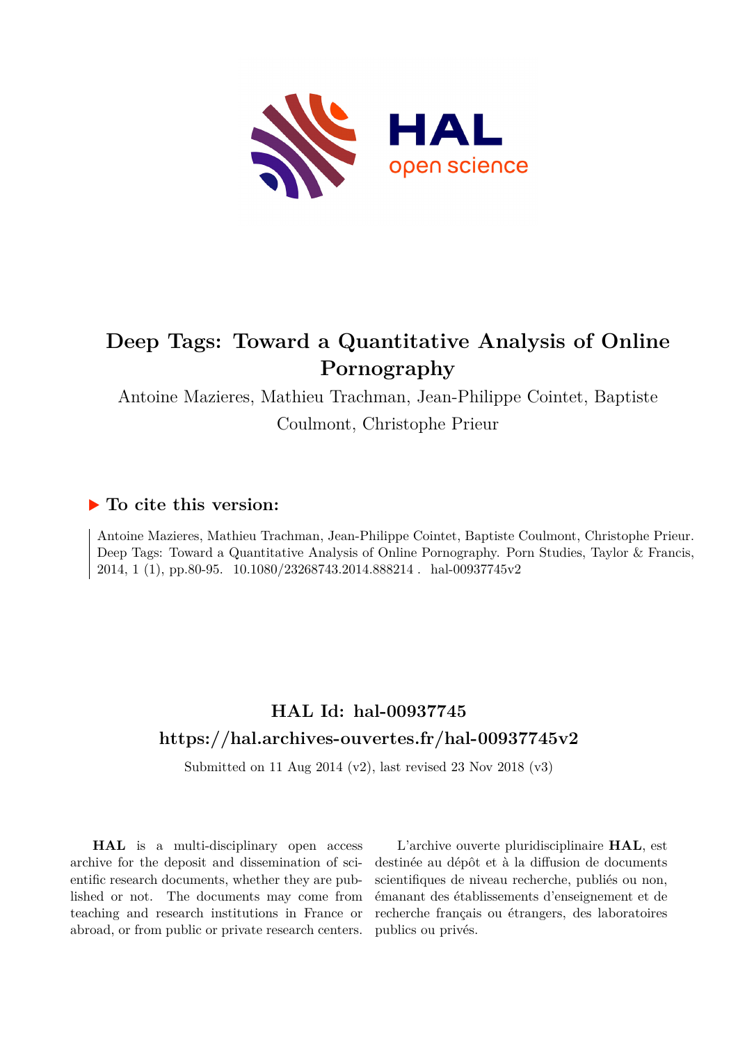# Deep Tags: Toward a Quantitative Analysis of Online Pornography

Antoine Mazieres, Mathieu Trachman, Jean-Philippe Cointet, Baptiste Coulmont, Christophe Prieur

## ▶ To cite this version:

Antoine Mazieres, Mathieu Trachman, Jean-Philippe Cointet, Baptiste Coulmont, Christophe Prieur. Deep Tags: Toward a Quantitative Analysis of Online Pornography. Porn Studies, Taylor & Francis, 2014, 1 (1), pp.80-95. 10.1080/23268743.2014.888214 . hal-00937745v2

## HAL Id: hal-00937745
## https://hal.archives-ouvertes.fr/hal-00937745v2

Submitted on 11 Aug 2014 (v2), last revised 23 Nov 2018 (v3)

**HAL** is a multi-disciplinary open access archive for the deposit and dissemination of scientific research documents, whether they are published or not. The documents may come from teaching and research institutions in France or abroad, or from public or private research centers.

L'archive ouverte pluridisciplinaire **HAL**, est destinée au dépôt et à la diffusion de documents scientifiques de niveau recherche, publiés ou non, émanant des établissements d'enseignement et de recherche français ou étrangers, des laboratoires publics ou privés.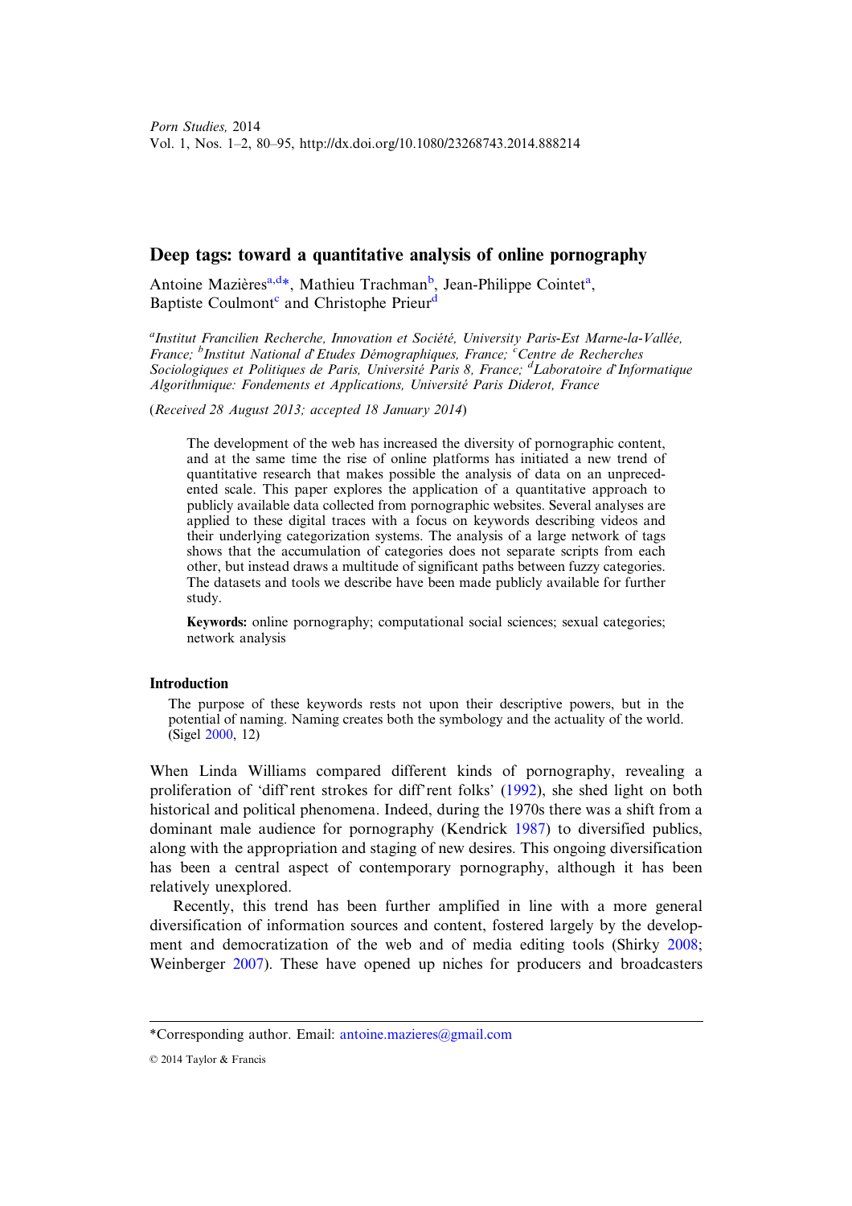# Deep tags: toward a quantitative analysis of online pornography

Antoine Mazières[a,d]*, Mathieu Trachman[b], Jean-Philippe Cointet[a], Baptiste Coulmont[c] and Christophe Prieur[d]

[a]*Institut Francilien Recherche, Innovation et Société, University Paris-Est Marne-la-Vallée, France;* [b]*Institut National d'Etudes Démographiques, France;* [c]*Centre de Recherches Sociologiques et Politiques de Paris, Université Paris 8, France;* [d]*Laboratoire d'Informatique Algorithmique: Fondements et Applications, Université Paris Diderot, France*

(*Received 28 August 2013; accepted 18 January 2014*)

> The development of the web has increased the diversity of pornographic content, and at the same time the rise of online platforms has initiated a new trend of quantitative research that makes possible the analysis of data on an unprecedented scale. This paper explores the application of a quantitative approach to publicly available data collected from pornographic websites. Several analyses are applied to these digital traces with a focus on keywords describing videos and their underlying categorization systems. The analysis of a large network of tags shows that the accumulation of categories does not separate scripts from each other, but instead draws a multitude of significant paths between fuzzy categories. The datasets and tools we describe have been made publicly available for further study.
>
> **Keywords:** online pornography; computational social sciences; sexual categories; network analysis

## Introduction

> The purpose of these keywords rests not upon their descriptive powers, but in the potential of naming. Naming creates both the symbology and the actuality of the world. (Sigel 2000, 12)

When Linda Williams compared different kinds of pornography, revealing a proliferation of 'diff'rent strokes for diff'rent folks' (1992), she shed light on both historical and political phenomena. Indeed, during the 1970s there was a shift from a dominant male audience for pornography (Kendrick 1987) to diversified publics, along with the appropriation and staging of new desires. This ongoing diversification has been a central aspect of contemporary pornography, although it has been relatively unexplored.

Recently, this trend has been further amplified in line with a more general diversification of information sources and content, fostered largely by the development and democratization of the web and of media editing tools (Shirky 2008; Weinberger 2007). These have opened up niches for producers and broadcasters

---

*Corresponding author. Email: antoine.mazieres@gmail.com

© 2014 Taylor & Francis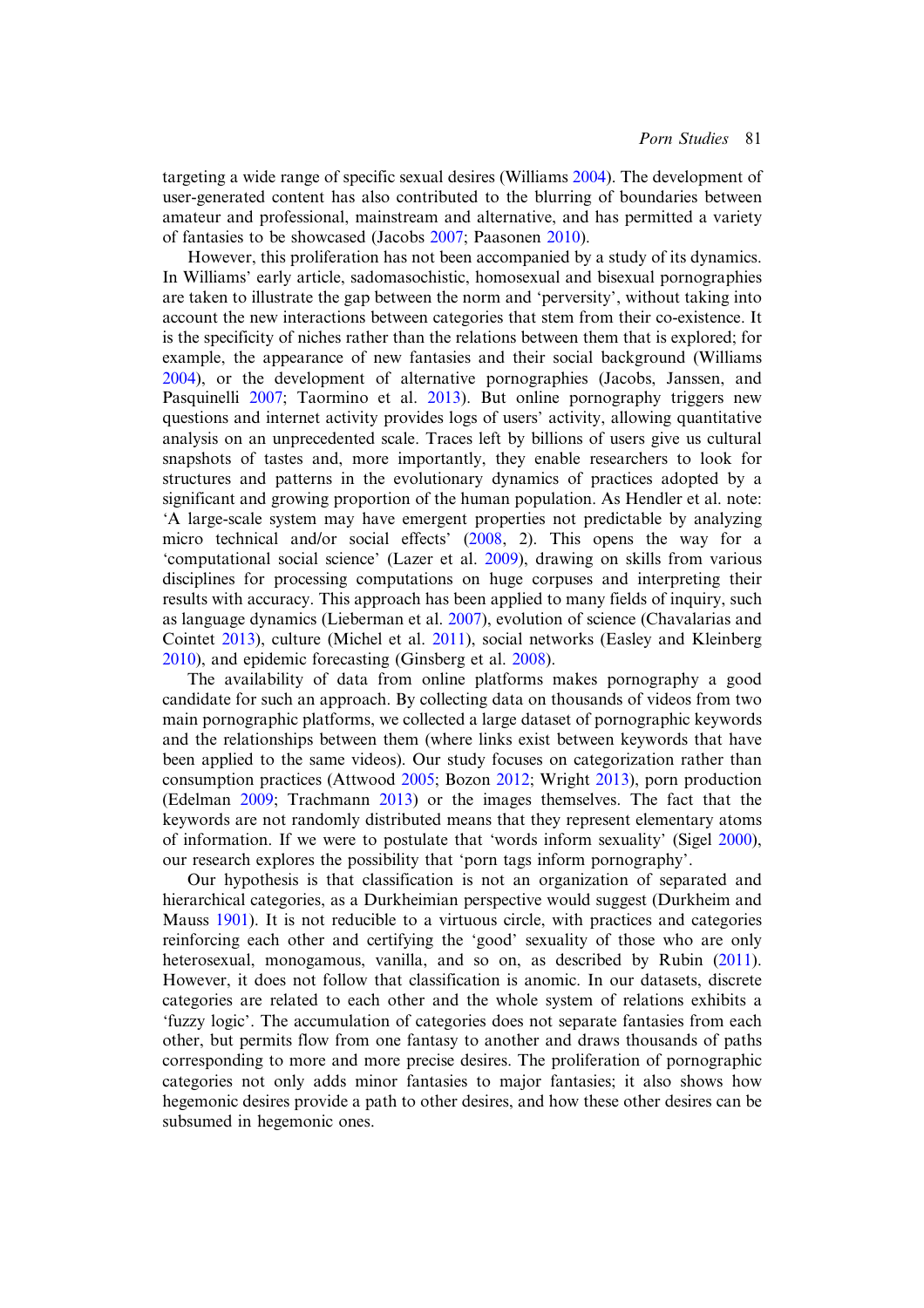targeting a wide range of specific sexual desires (Williams 2004). The development of user-generated content has also contributed to the blurring of boundaries between amateur and professional, mainstream and alternative, and has permitted a variety of fantasies to be showcased (Jacobs 2007; Paasonen 2010).

However, this proliferation has not been accompanied by a study of its dynamics. In Williams' early article, sadomasochistic, homosexual and bisexual pornographies are taken to illustrate the gap between the norm and 'perversity', without taking into account the new interactions between categories that stem from their co-existence. It is the specificity of niches rather than the relations between them that is explored; for example, the appearance of new fantasies and their social background (Williams 2004), or the development of alternative pornographies (Jacobs, Janssen, and Pasquinelli 2007; Taormino et al. 2013). But online pornography triggers new questions and internet activity provides logs of users' activity, allowing quantitative analysis on an unprecedented scale. Traces left by billions of users give us cultural snapshots of tastes and, more importantly, they enable researchers to look for structures and patterns in the evolutionary dynamics of practices adopted by a significant and growing proportion of the human population. As Hendler et al. note: 'A large-scale system may have emergent properties not predictable by analyzing micro technical and/or social effects' (2008, 2). This opens the way for a 'computational social science' (Lazer et al. 2009), drawing on skills from various disciplines for processing computations on huge corpuses and interpreting their results with accuracy. This approach has been applied to many fields of inquiry, such as language dynamics (Lieberman et al. 2007), evolution of science (Chavalarias and Cointet 2013), culture (Michel et al. 2011), social networks (Easley and Kleinberg 2010), and epidemic forecasting (Ginsberg et al. 2008).

The availability of data from online platforms makes pornography a good candidate for such an approach. By collecting data on thousands of videos from two main pornographic platforms, we collected a large dataset of pornographic keywords and the relationships between them (where links exist between keywords that have been applied to the same videos). Our study focuses on categorization rather than consumption practices (Attwood 2005; Bozon 2012; Wright 2013), porn production (Edelman 2009; Trachmann 2013) or the images themselves. The fact that the keywords are not randomly distributed means that they represent elementary atoms of information. If we were to postulate that 'words inform sexuality' (Sigel 2000), our research explores the possibility that 'porn tags inform pornography'.

Our hypothesis is that classification is not an organization of separated and hierarchical categories, as a Durkheimian perspective would suggest (Durkheim and Mauss 1901). It is not reducible to a virtuous circle, with practices and categories reinforcing each other and certifying the 'good' sexuality of those who are only heterosexual, monogamous, vanilla, and so on, as described by Rubin (2011). However, it does not follow that classification is anomic. In our datasets, discrete categories are related to each other and the whole system of relations exhibits a 'fuzzy logic'. The accumulation of categories does not separate fantasies from each other, but permits flow from one fantasy to another and draws thousands of paths corresponding to more and more precise desires. The proliferation of pornographic categories not only adds minor fantasies to major fantasies; it also shows how hegemonic desires provide a path to other desires, and how these other desires can be subsumed in hegemonic ones.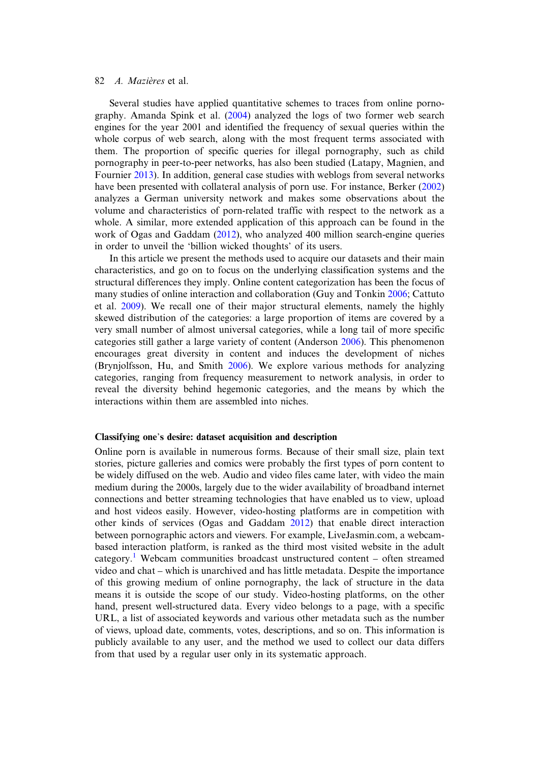Several studies have applied quantitative schemes to traces from online pornography. Amanda Spink et al. (2004) analyzed the logs of two former web search engines for the year 2001 and identified the frequency of sexual queries within the whole corpus of web search, along with the most frequent terms associated with them. The proportion of specific queries for illegal pornography, such as child pornography in peer-to-peer networks, has also been studied (Latapy, Magnien, and Fournier 2013). In addition, general case studies with weblogs from several networks have been presented with collateral analysis of porn use. For instance, Berker (2002) analyzes a German university network and makes some observations about the volume and characteristics of porn-related traffic with respect to the network as a whole. A similar, more extended application of this approach can be found in the work of Ogas and Gaddam (2012), who analyzed 400 million search-engine queries in order to unveil the 'billion wicked thoughts' of its users.

In this article we present the methods used to acquire our datasets and their main characteristics, and go on to focus on the underlying classification systems and the structural differences they imply. Online content categorization has been the focus of many studies of online interaction and collaboration (Guy and Tonkin 2006; Cattuto et al. 2009). We recall one of their major structural elements, namely the highly skewed distribution of the categories: a large proportion of items are covered by a very small number of almost universal categories, while a long tail of more specific categories still gather a large variety of content (Anderson 2006). This phenomenon encourages great diversity in content and induces the development of niches (Brynjolfsson, Hu, and Smith 2006). We explore various methods for analyzing categories, ranging from frequency measurement to network analysis, in order to reveal the diversity behind hegemonic categories, and the means by which the interactions within them are assembled into niches.

## Classifying one's desire: dataset acquisition and description

Online porn is available in numerous forms. Because of their small size, plain text stories, picture galleries and comics were probably the first types of porn content to be widely diffused on the web. Audio and video files came later, with video the main medium during the 2000s, largely due to the wider availability of broadband internet connections and better streaming technologies that have enabled us to view, upload and host videos easily. However, video-hosting platforms are in competition with other kinds of services (Ogas and Gaddam 2012) that enable direct interaction between pornographic actors and viewers. For example, LiveJasmin.com, a webcam-based interaction platform, is ranked as the third most visited website in the adult category.[1] Webcam communities broadcast unstructured content – often streamed video and chat – which is unarchived and has little metadata. Despite the importance of this growing medium of online pornography, the lack of structure in the data means it is outside the scope of our study. Video-hosting platforms, on the other hand, present well-structured data. Every video belongs to a page, with a specific URL, a list of associated keywords and various other metadata such as the number of views, upload date, comments, votes, descriptions, and so on. This information is publicly available to any user, and the method we used to collect our data differs from that used by a regular user only in its systematic approach.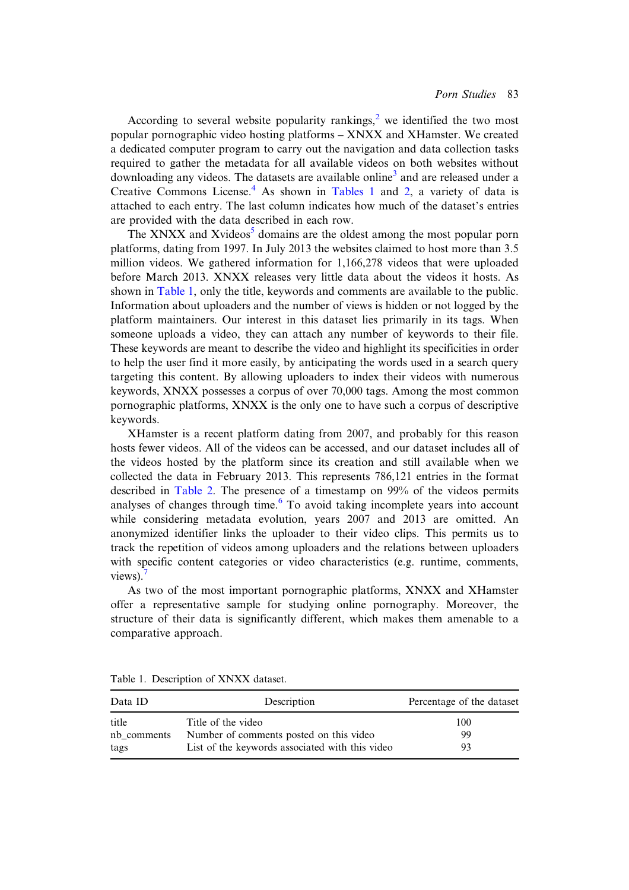According to several website popularity rankings,[2] we identified the two most popular pornographic video hosting platforms – XNXX and XHamster. We created a dedicated computer program to carry out the navigation and data collection tasks required to gather the metadata for all available videos on both websites without downloading any videos. The datasets are available online[3] and are released under a Creative Commons License.[4] As shown in Tables 1 and 2, a variety of data is attached to each entry. The last column indicates how much of the dataset's entries are provided with the data described in each row.

The XNXX and Xvideos[5] domains are the oldest among the most popular porn platforms, dating from 1997. In July 2013 the websites claimed to host more than 3.5 million videos. We gathered information for 1,166,278 videos that were uploaded before March 2013. XNXX releases very little data about the videos it hosts. As shown in Table 1, only the title, keywords and comments are available to the public. Information about uploaders and the number of views is hidden or not logged by the platform maintainers. Our interest in this dataset lies primarily in its tags. When someone uploads a video, they can attach any number of keywords to their file. These keywords are meant to describe the video and highlight its specificities in order to help the user find it more easily, by anticipating the words used in a search query targeting this content. By allowing uploaders to index their videos with numerous keywords, XNXX possesses a corpus of over 70,000 tags. Among the most common pornographic platforms, XNXX is the only one to have such a corpus of descriptive keywords.

XHamster is a recent platform dating from 2007, and probably for this reason hosts fewer videos. All of the videos can be accessed, and our dataset includes all of the videos hosted by the platform since its creation and still available when we collected the data in February 2013. This represents 786,121 entries in the format described in Table 2. The presence of a timestamp on 99% of the videos permits analyses of changes through time.[6] To avoid taking incomplete years into account while considering metadata evolution, years 2007 and 2013 are omitted. An anonymized identifier links the uploader to their video clips. This permits us to track the repetition of videos among uploaders and the relations between uploaders with specific content categories or video characteristics (e.g. runtime, comments, views).[7]

As two of the most important pornographic platforms, XNXX and XHamster offer a representative sample for studying online pornography. Moreover, the structure of their data is significantly different, which makes them amenable to a comparative approach.

Table 1. Description of XNXX dataset.

| Data ID | Description | Percentage of the dataset |
|---|---|---|
| title | Title of the video | 100 |
| nb_comments | Number of comments posted on this video | 99 |
| tags | List of the keywords associated with this video | 93 |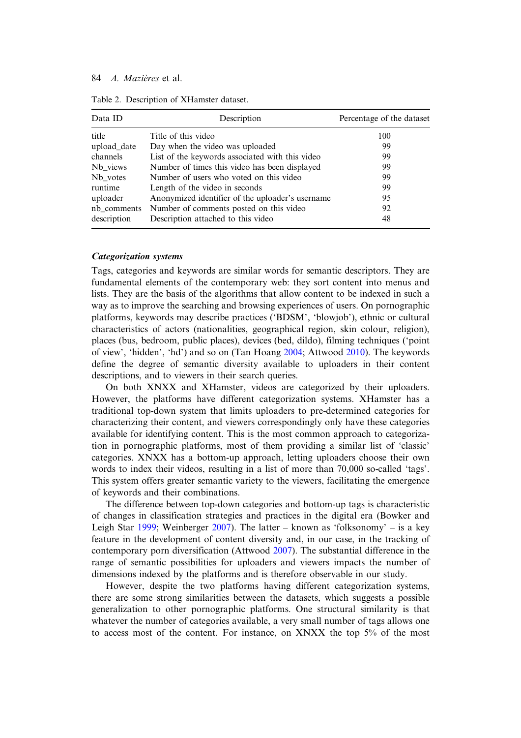Table 2. Description of XHamster dataset.

| Data ID | Description | Percentage of the dataset |
|---|---|---|
| title | Title of this video | 100 |
| upload_date | Day when the video was uploaded | 99 |
| channels | List of the keywords associated with this video | 99 |
| Nb_views | Number of times this video has been displayed | 99 |
| Nb_votes | Number of users who voted on this video | 99 |
| runtime | Length of the video in seconds | 99 |
| uploader | Anonymized identifier of the uploader's username | 95 |
| nb_comments | Number of comments posted on this video | 92 |
| description | Description attached to this video | 48 |

***Categorization systems***

Tags, categories and keywords are similar words for semantic descriptors. They are fundamental elements of the contemporary web: they sort content into menus and lists. They are the basis of the algorithms that allow content to be indexed in such a way as to improve the searching and browsing experiences of users. On pornographic platforms, keywords may describe practices ('BDSM', 'blowjob'), ethnic or cultural characteristics of actors (nationalities, geographical region, skin colour, religion), places (bus, bedroom, public places), devices (bed, dildo), filming techniques ('point of view', 'hidden', 'hd') and so on (Tan Hoang 2004; Attwood 2010). The keywords define the degree of semantic diversity available to uploaders in their content descriptions, and to viewers in their search queries.

On both XNXX and XHamster, videos are categorized by their uploaders. However, the platforms have different categorization systems. XHamster has a traditional top-down system that limits uploaders to pre-determined categories for characterizing their content, and viewers correspondingly only have these categories available for identifying content. This is the most common approach to categorization in pornographic platforms, most of them providing a similar list of 'classic' categories. XNXX has a bottom-up approach, letting uploaders choose their own words to index their videos, resulting in a list of more than 70,000 so-called 'tags'. This system offers greater semantic variety to the viewers, facilitating the emergence of keywords and their combinations.

The difference between top-down categories and bottom-up tags is characteristic of changes in classification strategies and practices in the digital era (Bowker and Leigh Star 1999; Weinberger 2007). The latter – known as 'folksonomy' – is a key feature in the development of content diversity and, in our case, in the tracking of contemporary porn diversification (Attwood 2007). The substantial difference in the range of semantic possibilities for uploaders and viewers impacts the number of dimensions indexed by the platforms and is therefore observable in our study.

However, despite the two platforms having different categorization systems, there are some strong similarities between the datasets, which suggests a possible generalization to other pornographic platforms. One structural similarity is that whatever the number of categories available, a very small number of tags allows one to access most of the content. For instance, on XNXX the top 5% of the most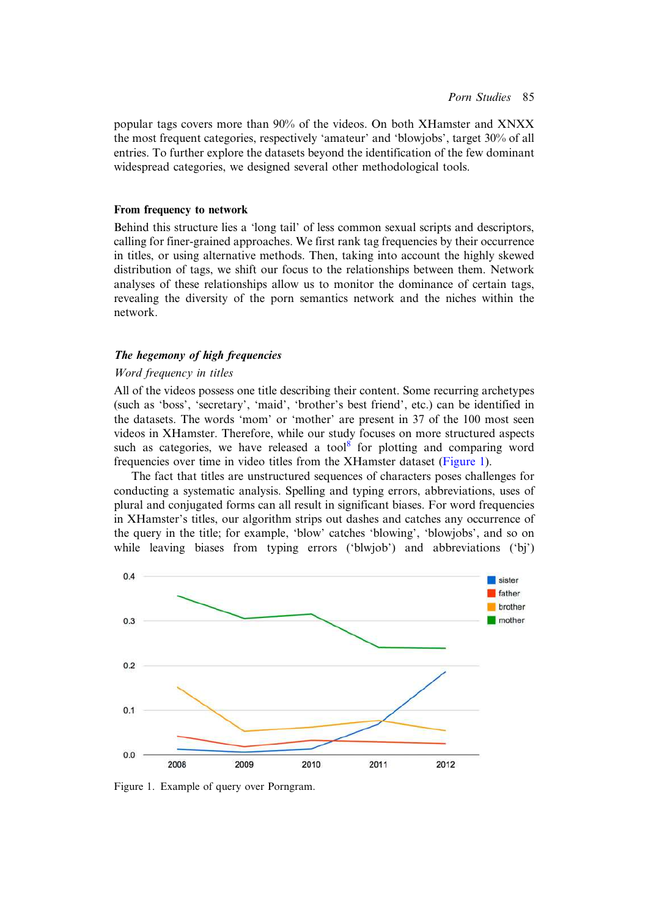popular tags covers more than 90% of the videos. On both XHamster and XNXX the most frequent categories, respectively 'amateur' and 'blowjobs', target 30% of all entries. To further explore the datasets beyond the identification of the few dominant widespread categories, we designed several other methodological tools.

## From frequency to network

Behind this structure lies a 'long tail' of less common sexual scripts and descriptors, calling for finer-grained approaches. We first rank tag frequencies by their occurrence in titles, or using alternative methods. Then, taking into account the highly skewed distribution of tags, we shift our focus to the relationships between them. Network analyses of these relationships allow us to monitor the dominance of certain tags, revealing the diversity of the porn semantics network and the niches within the network.

### *The hegemony of high frequencies*

#### *Word frequency in titles*

All of the videos possess one title describing their content. Some recurring archetypes (such as 'boss', 'secretary', 'maid', 'brother's best friend', etc.) can be identified in the datasets. The words 'mom' or 'mother' are present in 37 of the 100 most seen videos in XHamster. Therefore, while our study focuses on more structured aspects such as categories, we have released a tool[8] for plotting and comparing word frequencies over time in video titles from the XHamster dataset (Figure 1).

The fact that titles are unstructured sequences of characters poses challenges for conducting a systematic analysis. Spelling and typing errors, abbreviations, uses of plural and conjugated forms can all result in significant biases. For word frequencies in XHamster's titles, our algorithm strips out dashes and catches any occurrence of the query in the title; for example, 'blow' catches 'blowing', 'blowjobs', and so on while leaving biases from typing errors ('blwjob') and abbreviations ('bj')

Figure 1. Example of query over Porngram.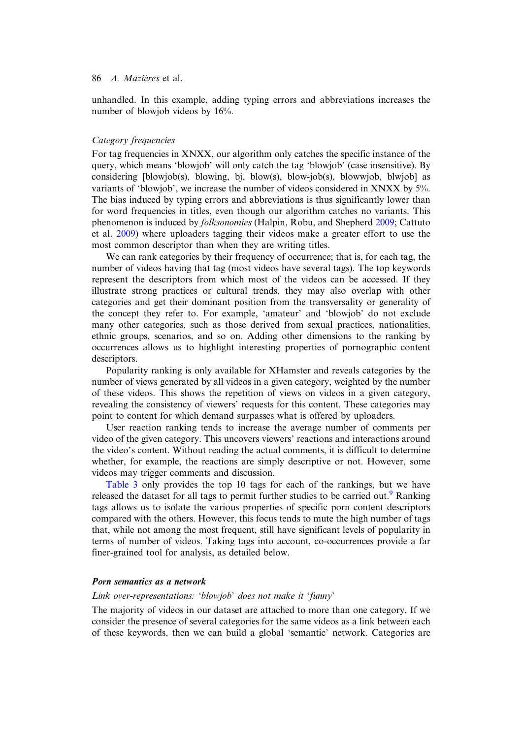unhandled. In this example, adding typing errors and abbreviations increases the number of blowjob videos by 16%.

### *Category frequencies*

For tag frequencies in XNXX, our algorithm only catches the specific instance of the query, which means 'blowjob' will only catch the tag 'blowjob' (case insensitive). By considering [blowjob(s), blowing, bj, blow(s), blow-job(s), blowwjob, blwjob] as variants of 'blowjob', we increase the number of videos considered in XNXX by 5%. The bias induced by typing errors and abbreviations is thus significantly lower than for word frequencies in titles, even though our algorithm catches no variants. This phenomenon is induced by *folksonomies* (Halpin, Robu, and Shepherd 2009; Cattuto et al. 2009) where uploaders tagging their videos make a greater effort to use the most common descriptor than when they are writing titles.

We can rank categories by their frequency of occurrence; that is, for each tag, the number of videos having that tag (most videos have several tags). The top keywords represent the descriptors from which most of the videos can be accessed. If they illustrate strong practices or cultural trends, they may also overlap with other categories and get their dominant position from the transversality or generality of the concept they refer to. For example, 'amateur' and 'blowjob' do not exclude many other categories, such as those derived from sexual practices, nationalities, ethnic groups, scenarios, and so on. Adding other dimensions to the ranking by occurrences allows us to highlight interesting properties of pornographic content descriptors.

Popularity ranking is only available for XHamster and reveals categories by the number of views generated by all videos in a given category, weighted by the number of these videos. This shows the repetition of views on videos in a given category, revealing the consistency of viewers' requests for this content. These categories may point to content for which demand surpasses what is offered by uploaders.

User reaction ranking tends to increase the average number of comments per video of the given category. This uncovers viewers' reactions and interactions around the video's content. Without reading the actual comments, it is difficult to determine whether, for example, the reactions are simply descriptive or not. However, some videos may trigger comments and discussion.

Table 3 only provides the top 10 tags for each of the rankings, but we have released the dataset for all tags to permit further studies to be carried out.[9] Ranking tags allows us to isolate the various properties of specific porn content descriptors compared with the others. However, this focus tends to mute the high number of tags that, while not among the most frequent, still have significant levels of popularity in terms of number of videos. Taking tags into account, co-occurrences provide a far finer-grained tool for analysis, as detailed below.

## **Porn semantics as a network**

### *Link over-representations: 'blowjob' does not make it 'funny'*

The majority of videos in our dataset are attached to more than one category. If we consider the presence of several categories for the same videos as a link between each of these keywords, then we can build a global 'semantic' network. Categories are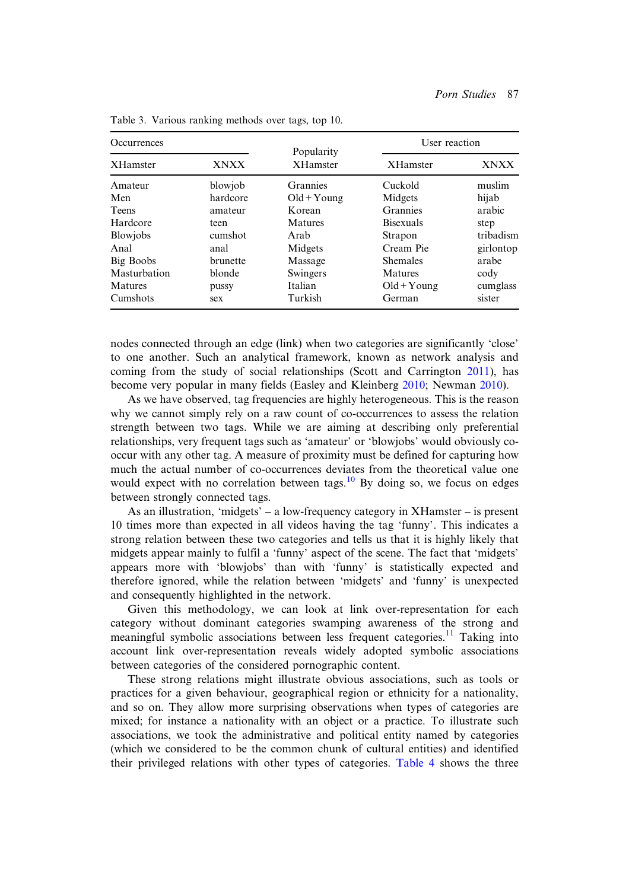Table 3. Various ranking methods over tags, top 10.

| Occurrences | | Popularity | User reaction | |
|---|---|---|---|---|
| XHamster | XNXX | XHamster | XHamster | XNXX |
| Amateur | blowjob | Grannies | Cuckold | muslim |
| Men | hardcore | Old + Young | Midgets | hijab |
| Teens | amateur | Korean | Grannies | arabic |
| Hardcore | teen | Matures | Bisexuals | step |
| Blowjobs | cumshot | Arab | Strapon | tribadism |
| Anal | anal | Midgets | Cream Pie | girlontop |
| Big Boobs | brunette | Massage | Shemales | arabe |
| Masturbation | blonde | Swingers | Matures | cody |
| Matures | pussy | Italian | Old + Young | cumglass |
| Cumshots | sex | Turkish | German | sister |

nodes connected through an edge (link) when two categories are significantly 'close' to one another. Such an analytical framework, known as network analysis and coming from the study of social relationships (Scott and Carrington 2011), has become very popular in many fields (Easley and Kleinberg 2010; Newman 2010).

As we have observed, tag frequencies are highly heterogeneous. This is the reason why we cannot simply rely on a raw count of co-occurrences to assess the relation strength between two tags. While we are aiming at describing only preferential relationships, very frequent tags such as 'amateur' or 'blowjobs' would obviously co-occur with any other tag. A measure of proximity must be defined for capturing how much the actual number of co-occurrences deviates from the theoretical value one would expect with no correlation between tags.[10] By doing so, we focus on edges between strongly connected tags.

As an illustration, 'midgets' – a low-frequency category in XHamster – is present 10 times more than expected in all videos having the tag 'funny'. This indicates a strong relation between these two categories and tells us that it is highly likely that midgets appear mainly to fulfil a 'funny' aspect of the scene. The fact that 'midgets' appears more with 'blowjobs' than with 'funny' is statistically expected and therefore ignored, while the relation between 'midgets' and 'funny' is unexpected and consequently highlighted in the network.

Given this methodology, we can look at link over-representation for each category without dominant categories swamping awareness of the strong and meaningful symbolic associations between less frequent categories.[11] Taking into account link over-representation reveals widely adopted symbolic associations between categories of the considered pornographic content.

These strong relations might illustrate obvious associations, such as tools or practices for a given behaviour, geographical region or ethnicity for a nationality, and so on. They allow more surprising observations when types of categories are mixed; for instance a nationality with an object or a practice. To illustrate such associations, we took the administrative and political entity named by categories (which we considered to be the common chunk of cultural entities) and identified their privileged relations with other types of categories. Table 4 shows the three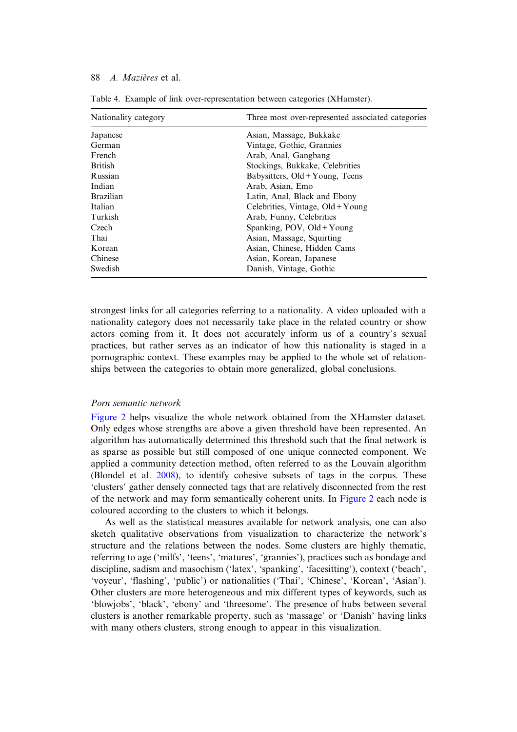Table 4. Example of link over-representation between categories (XHamster).

| Nationality category | Three most over-represented associated categories |
|---|---|
| Japanese | Asian, Massage, Bukkake |
| German | Vintage, Gothic, Grannies |
| French | Arab, Anal, Gangbang |
| British | Stockings, Bukkake, Celebrities |
| Russian | Babysitters, Old + Young, Teens |
| Indian | Arab, Asian, Emo |
| Brazilian | Latin, Anal, Black and Ebony |
| Italian | Celebrities, Vintage, Old + Young |
| Turkish | Arab, Funny, Celebrities |
| Czech | Spanking, POV, Old + Young |
| Thai | Asian, Massage, Squirting |
| Korean | Asian, Chinese, Hidden Cams |
| Chinese | Asian, Korean, Japanese |
| Swedish | Danish, Vintage, Gothic |

strongest links for all categories referring to a nationality. A video uploaded with a nationality category does not necessarily take place in the related country or show actors coming from it. It does not accurately inform us of a country's sexual practices, but rather serves as an indicator of how this nationality is staged in a pornographic context. These examples may be applied to the whole set of relationships between the categories to obtain more generalized, global conclusions.

### *Porn semantic network*

Figure 2 helps visualize the whole network obtained from the XHamster dataset. Only edges whose strengths are above a given threshold have been represented. An algorithm has automatically determined this threshold such that the final network is as sparse as possible but still composed of one unique connected component. We applied a community detection method, often referred to as the Louvain algorithm (Blondel et al. 2008), to identify cohesive subsets of tags in the corpus. These 'clusters' gather densely connected tags that are relatively disconnected from the rest of the network and may form semantically coherent units. In Figure 2 each node is coloured according to the clusters to which it belongs.

As well as the statistical measures available for network analysis, one can also sketch qualitative observations from visualization to characterize the network's structure and the relations between the nodes. Some clusters are highly thematic, referring to age ('milfs', 'teens', 'matures', 'grannies'), practices such as bondage and discipline, sadism and masochism ('latex', 'spanking', 'facesitting'), context ('beach', 'voyeur', 'flashing', 'public') or nationalities ('Thai', 'Chinese', 'Korean', 'Asian'). Other clusters are more heterogeneous and mix different types of keywords, such as 'blowjobs', 'black', 'ebony' and 'threesome'. The presence of hubs between several clusters is another remarkable property, such as 'massage' or 'Danish' having links with many others clusters, strong enough to appear in this visualization.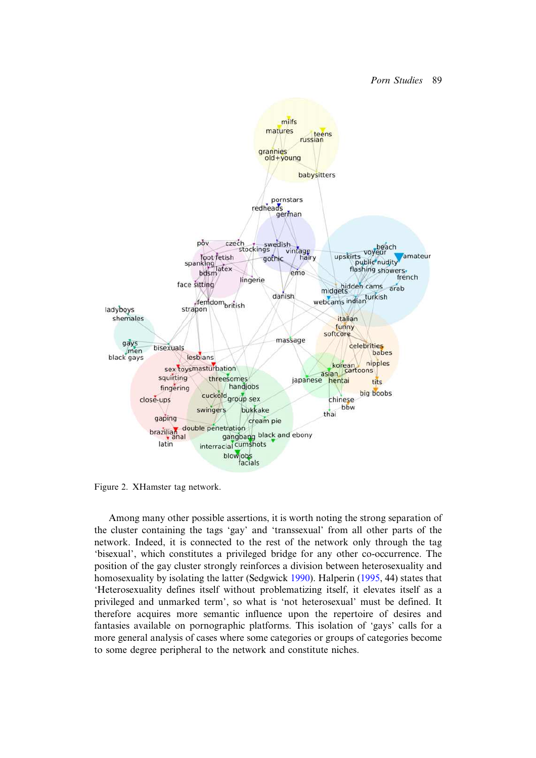Figure 2. XHamster tag network.

Among many other possible assertions, it is worth noting the strong separation of the cluster containing the tags 'gay' and 'transsexual' from all other parts of the network. Indeed, it is connected to the rest of the network only through the tag 'bisexual', which constitutes a privileged bridge for any other co-occurrence. The position of the gay cluster strongly reinforces a division between heterosexuality and homosexuality by isolating the latter (Sedgwick 1990). Halperin (1995, 44) states that 'Heterosexuality defines itself without problematizing itself, it elevates itself as a privileged and unmarked term', so what is 'not heterosexual' must be defined. It therefore acquires more semantic influence upon the repertoire of desires and fantasies available on pornographic platforms. This isolation of 'gays' calls for a more general analysis of cases where some categories or groups of categories become to some degree peripheral to the network and constitute niches.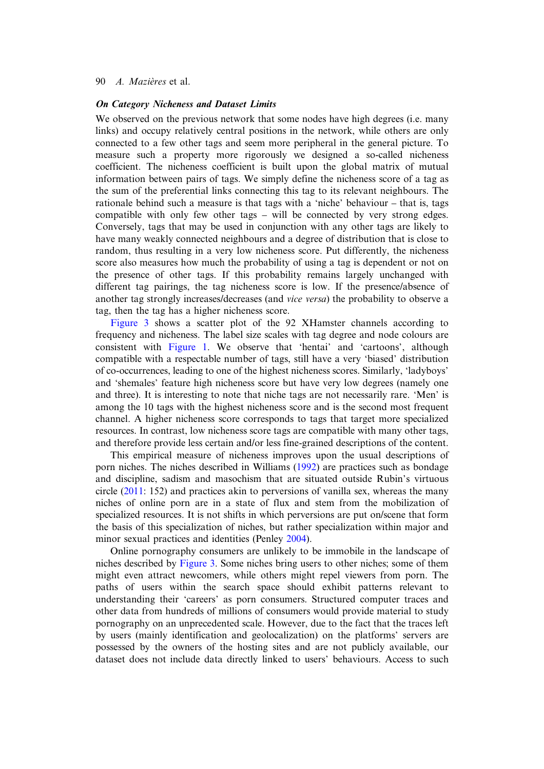### *On Category Nicheness and Dataset Limits*

We observed on the previous network that some nodes have high degrees (i.e. many links) and occupy relatively central positions in the network, while others are only connected to a few other tags and seem more peripheral in the general picture. To measure such a property more rigorously we designed a so-called nicheness coefficient. The nicheness coefficient is built upon the global matrix of mutual information between pairs of tags. We simply define the nicheness score of a tag as the sum of the preferential links connecting this tag to its relevant neighbours. The rationale behind such a measure is that tags with a 'niche' behaviour – that is, tags compatible with only few other tags – will be connected by very strong edges. Conversely, tags that may be used in conjunction with any other tags are likely to have many weakly connected neighbours and a degree of distribution that is close to random, thus resulting in a very low nicheness score. Put differently, the nicheness score also measures how much the probability of using a tag is dependent or not on the presence of other tags. If this probability remains largely unchanged with different tag pairings, the tag nicheness score is low. If the presence/absence of another tag strongly increases/decreases (and *vice versa*) the probability to observe a tag, then the tag has a higher nicheness score.

Figure 3 shows a scatter plot of the 92 XHamster channels according to frequency and nicheness. The label size scales with tag degree and node colours are consistent with Figure 1. We observe that 'hentai' and 'cartoons', although compatible with a respectable number of tags, still have a very 'biased' distribution of co-occurrences, leading to one of the highest nicheness scores. Similarly, 'ladyboys' and 'shemales' feature high nicheness score but have very low degrees (namely one and three). It is interesting to note that niche tags are not necessarily rare. 'Men' is among the 10 tags with the highest nicheness score and is the second most frequent channel. A higher nicheness score corresponds to tags that target more specialized resources. In contrast, low nicheness score tags are compatible with many other tags, and therefore provide less certain and/or less fine-grained descriptions of the content.

This empirical measure of nicheness improves upon the usual descriptions of porn niches. The niches described in Williams (1992) are practices such as bondage and discipline, sadism and masochism that are situated outside Rubin's virtuous circle (2011: 152) and practices akin to perversions of vanilla sex, whereas the many niches of online porn are in a state of flux and stem from the mobilization of specialized resources. It is not shifts in which perversions are put on/scene that form the basis of this specialization of niches, but rather specialization within major and minor sexual practices and identities (Penley 2004).

Online pornography consumers are unlikely to be immobile in the landscape of niches described by Figure 3. Some niches bring users to other niches; some of them might even attract newcomers, while others might repel viewers from porn. The paths of users within the search space should exhibit patterns relevant to understanding their 'careers' as porn consumers. Structured computer traces and other data from hundreds of millions of consumers would provide material to study pornography on an unprecedented scale. However, due to the fact that the traces left by users (mainly identification and geolocalization) on the platforms' servers are possessed by the owners of the hosting sites and are not publicly available, our dataset does not include data directly linked to users' behaviours. Access to such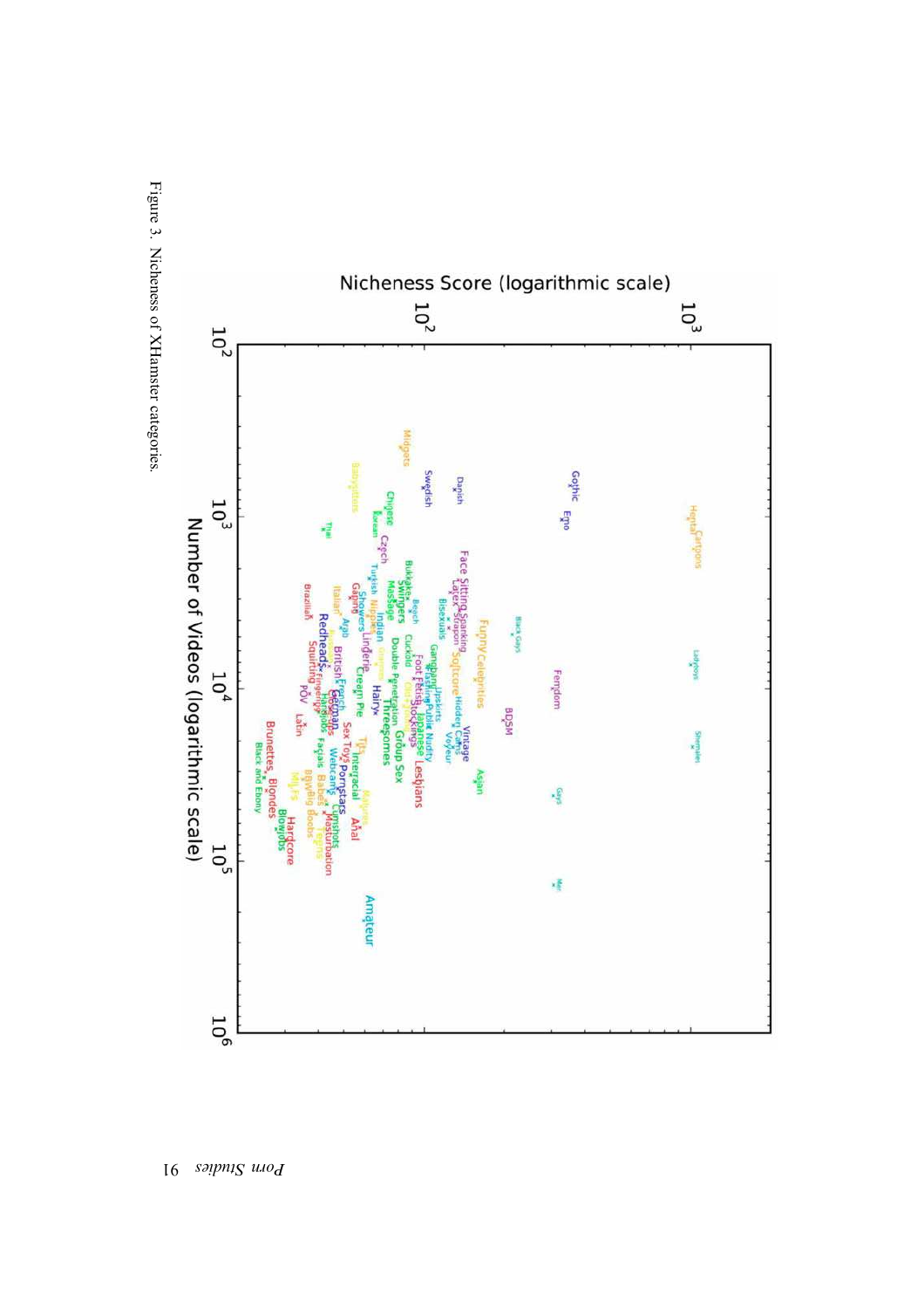Figure 3. Nicheness of XHamster categories.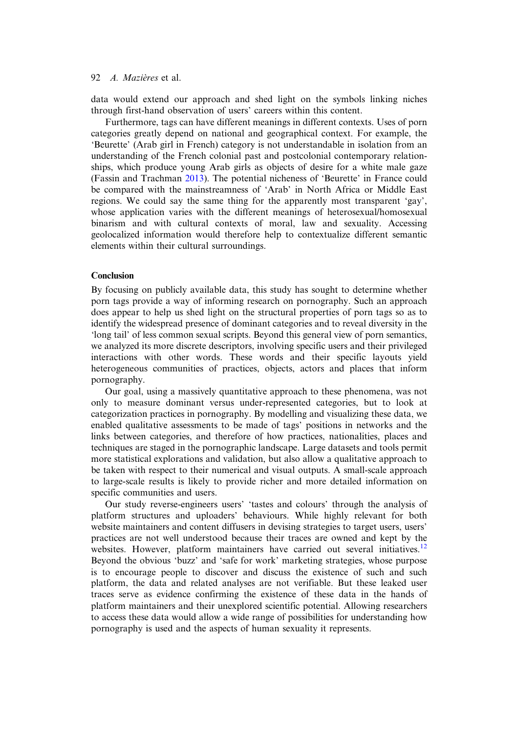data would extend our approach and shed light on the symbols linking niches through first-hand observation of users' careers within this content.

Furthermore, tags can have different meanings in different contexts. Uses of porn categories greatly depend on national and geographical context. For example, the 'Beurette' (Arab girl in French) category is not understandable in isolation from an understanding of the French colonial past and postcolonial contemporary relationships, which produce young Arab girls as objects of desire for a white male gaze (Fassin and Trachman 2013). The potential nicheness of 'Beurette' in France could be compared with the mainstreamness of 'Arab' in North Africa or Middle East regions. We could say the same thing for the apparently most transparent 'gay', whose application varies with the different meanings of heterosexual/homosexual binarism and with cultural contexts of moral, law and sexuality. Accessing geolocalized information would therefore help to contextualize different semantic elements within their cultural surroundings.

## Conclusion

By focusing on publicly available data, this study has sought to determine whether porn tags provide a way of informing research on pornography. Such an approach does appear to help us shed light on the structural properties of porn tags so as to identify the widespread presence of dominant categories and to reveal diversity in the 'long tail' of less common sexual scripts. Beyond this general view of porn semantics, we analyzed its more discrete descriptors, involving specific users and their privileged interactions with other words. These words and their specific layouts yield heterogeneous communities of practices, objects, actors and places that inform pornography.

Our goal, using a massively quantitative approach to these phenomena, was not only to measure dominant versus under-represented categories, but to look at categorization practices in pornography. By modelling and visualizing these data, we enabled qualitative assessments to be made of tags' positions in networks and the links between categories, and therefore of how practices, nationalities, places and techniques are staged in the pornographic landscape. Large datasets and tools permit more statistical explorations and validation, but also allow a qualitative approach to be taken with respect to their numerical and visual outputs. A small-scale approach to large-scale results is likely to provide richer and more detailed information on specific communities and users.

Our study reverse-engineers users' 'tastes and colours' through the analysis of platform structures and uploaders' behaviours. While highly relevant for both website maintainers and content diffusers in devising strategies to target users, users' practices are not well understood because their traces are owned and kept by the websites. However, platform maintainers have carried out several initiatives.[12] Beyond the obvious 'buzz' and 'safe for work' marketing strategies, whose purpose is to encourage people to discover and discuss the existence of such and such platform, the data and related analyses are not verifiable. But these leaked user traces serve as evidence confirming the existence of these data in the hands of platform maintainers and their unexplored scientific potential. Allowing researchers to access these data would allow a wide range of possibilities for understanding how pornography is used and the aspects of human sexuality it represents.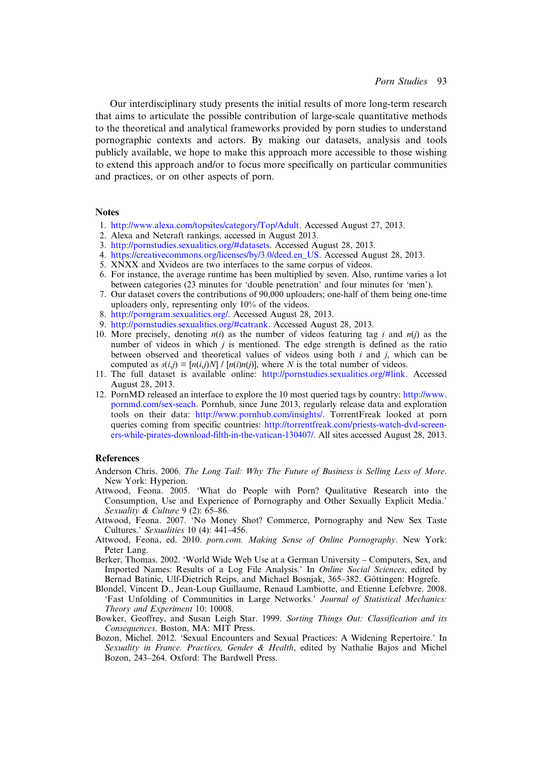Our interdisciplinary study presents the initial results of more long-term research that aims to articulate the possible contribution of large-scale quantitative methods to the theoretical and analytical frameworks provided by porn studies to understand pornographic contexts and actors. By making our datasets, analysis and tools publicly available, we hope to make this approach more accessible to those wishing to extend this approach and/or to focus more specifically on particular communities and practices, or on other aspects of porn.

## Notes

1. http://www.alexa.com/topsites/category/Top/Adult. Accessed August 27, 2013.
2. Alexa and Netcraft rankings, accessed in August 2013.
3. http://pornstudies.sexualitics.org/#datasets. Accessed August 28, 2013.
4. https://creativecommons.org/licenses/by/3.0/deed.en_US. Accessed August 28, 2013.
5. XNXX and Xvideos are two interfaces to the same corpus of videos.
6. For instance, the average runtime has been multiplied by seven. Also, runtime varies a lot between categories (23 minutes for 'double penetration' and four minutes for 'men').
7. Our dataset covers the contributions of 90,000 uploaders; one-half of them being one-time uploaders only, representing only 10% of the videos.
8. http://porngram.sexualitics.org/. Accessed August 28, 2013.
9. http://pornstudies.sexualitics.org/#catrank. Accessed August 28, 2013.
10. More precisely, denoting $n(i)$ as the number of videos featuring tag $i$ and $n(j)$ as the number of videos in which $j$ is mentioned. The edge strength is defined as the ratio between observed and theoretical values of videos using both $i$ and $j$, which can be computed as $s(i,j) = [n(i,j)N] / [n(i)n(j)]$, where $N$ is the total number of videos.
11. The full dataset is available online: http://pornstudies.sexualitics.org/#link. Accessed August 28, 2013.
12. PornMD released an interface to explore the 10 most queried tags by country: http://www.pornmd.com/sex-seach. Pornhub, since June 2013, regularly release data and exploration tools on their data: http://www.pornhub.com/insights/. TorrentFreak looked at porn queries coming from specific countries: http://torrentfreak.com/priests-watch-dvd-screeners-while-pirates-download-filth-in-the-vatican-130407/. All sites accessed August 28, 2013.

## References

Anderson Chris. 2006. *The Long Tail: Why The Future of Business is Selling Less of More*. New York: Hyperion.

Attwood, Feona. 2005. 'What do People with Porn? Qualitative Research into the Consumption, Use and Experience of Pornography and Other Sexually Explicit Media.' *Sexuality & Culture* 9 (2): 65–86.

Attwood, Feona. 2007. 'No Money Shot? Commerce, Pornography and New Sex Taste Cultures.' *Sexualities* 10 (4): 441–456.

Attwood, Feona, ed. 2010. *porn.com. Making Sense of Online Pornography*. New York: Peter Lang.

Berker, Thomas. 2002. 'World Wide Web Use at a German University – Computers, Sex, and Imported Names: Results of a Log File Analysis.' In *Online Social Sciences*, edited by Bernad Batinic, Ulf-Dietrich Reips, and Michael Bosnjak, 365–382. Göttingen: Hogrefe.

Blondel, Vincent D., Jean-Loup Guillaume, Renaud Lambiotte, and Etienne Lefebvre. 2008. 'Fast Unfolding of Communities in Large Networks.' *Journal of Statistical Mechanics: Theory and Experiment* 10: 10008.

Bowker, Geoffrey, and Susan Leigh Star. 1999. *Sorting Things Out: Classification and its Consequences*. Boston, MA: MIT Press.

Bozon, Michel. 2012. 'Sexual Encounters and Sexual Practices: A Widening Repertoire.' In *Sexuality in France. Practices, Gender & Health*, edited by Nathalie Bajos and Michel Bozon, 243–264. Oxford: The Bardwell Press.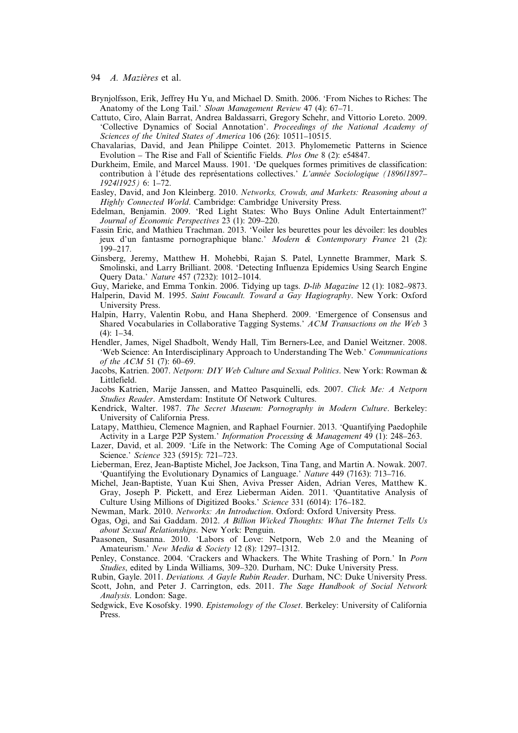Brynjolfsson, Erik, Jeffrey Hu Yu, and Michael D. Smith. 2006. 'From Niches to Riches: The Anatomy of the Long Tail.' *Sloan Management Review* 47 (4): 67–71.

Cattuto, Ciro, Alain Barrat, Andrea Baldassarri, Gregory Schehr, and Vittorio Loreto. 2009. 'Collective Dynamics of Social Annotation'. *Proceedings of the National Academy of Sciences of the United States of America* 106 (26): 10511–10515.

Chavalarias, David, and Jean Philippe Cointet. 2013. Phylomemetic Patterns in Science Evolution – The Rise and Fall of Scientific Fields. *Plos One* 8 (2): e54847.

Durkheim, Emile, and Marcel Mauss. 1901. 'De quelques formes primitives de classification: contribution à l'étude des représentations collectives.' *L'année Sociologique (1896/1897–1924/1925)* 6: 1–72.

Easley, David, and Jon Kleinberg. 2010. *Networks, Crowds, and Markets: Reasoning about a Highly Connected World*. Cambridge: Cambridge University Press.

Edelman, Benjamin. 2009. 'Red Light States: Who Buys Online Adult Entertainment?' *Journal of Economic Perspectives* 23 (1): 209–220.

Fassin Eric, and Mathieu Trachman. 2013. 'Voiler les beurettes pour les dévoiler: les doubles jeux d'un fantasme pornographique blanc.' *Modern & Contemporary France* 21 (2): 199–217.

Ginsberg, Jeremy, Matthew H. Mohebbi, Rajan S. Patel, Lynnette Brammer, Mark S. Smolinski, and Larry Brilliant. 2008. 'Detecting Influenza Epidemics Using Search Engine Query Data.' *Nature* 457 (7232): 1012–1014.

Guy, Marieke, and Emma Tonkin. 2006. Tidying up tags. *D-lib Magazine* 12 (1): 1082–9873.

Halperin, David M. 1995. *Saint Foucault. Toward a Gay Hagiography*. New York: Oxford University Press.

Halpin, Harry, Valentin Robu, and Hana Shepherd. 2009. 'Emergence of Consensus and Shared Vocabularies in Collaborative Tagging Systems.' *ACM Transactions on the Web* 3 (4): 1–34.

Hendler, James, Nigel Shadbolt, Wendy Hall, Tim Berners-Lee, and Daniel Weitzner. 2008. 'Web Science: An Interdisciplinary Approach to Understanding The Web.' *Communications of the ACM* 51 (7): 60–69.

Jacobs, Katrien. 2007. *Netporn: DIY Web Culture and Sexual Politics*. New York: Rowman & Littlefield.

Jacobs Katrien, Marije Janssen, and Matteo Pasquinelli, eds. 2007. *Click Me: A Netporn Studies Reader*. Amsterdam: Institute Of Network Cultures.

Kendrick, Walter. 1987. *The Secret Museum: Pornography in Modern Culture*. Berkeley: University of California Press.

Latapy, Matthieu, Clemence Magnien, and Raphael Fournier. 2013. 'Quantifying Paedophile Activity in a Large P2P System.' *Information Processing & Management* 49 (1): 248–263.

Lazer, David, et al. 2009. 'Life in the Network: The Coming Age of Computational Social Science.' *Science* 323 (5915): 721–723.

Lieberman, Erez, Jean-Baptiste Michel, Joe Jackson, Tina Tang, and Martin A. Nowak. 2007. 'Quantifying the Evolutionary Dynamics of Language.' *Nature* 449 (7163): 713–716.

Michel, Jean-Baptiste, Yuan Kui Shen, Aviva Presser Aiden, Adrian Veres, Matthew K. Gray, Joseph P. Pickett, and Erez Lieberman Aiden. 2011. 'Quantitative Analysis of Culture Using Millions of Digitized Books.' *Science* 331 (6014): 176–182.

Newman, Mark. 2010. *Networks: An Introduction*. Oxford: Oxford University Press.

Ogas, Ogi, and Sai Gaddam. 2012. *A Billion Wicked Thoughts: What The Internet Tells Us about Sexual Relationships*. New York: Penguin.

Paasonen, Susanna. 2010. 'Labors of Love: Netporn, Web 2.0 and the Meaning of Amateurism.' *New Media & Society* 12 (8): 1297–1312.

Penley, Constance. 2004. 'Crackers and Whackers. The White Trashing of Porn.' In *Porn Studies*, edited by Linda Williams, 309–320. Durham, NC: Duke University Press.

Rubin, Gayle. 2011. *Deviations. A Gayle Rubin Reader*. Durham, NC: Duke University Press.

Scott, John, and Peter J. Carrington, eds. 2011. *The Sage Handbook of Social Network Analysis*. London: Sage.

Sedgwick, Eve Kosofsky. 1990. *Epistemology of the Closet*. Berkeley: University of California Press.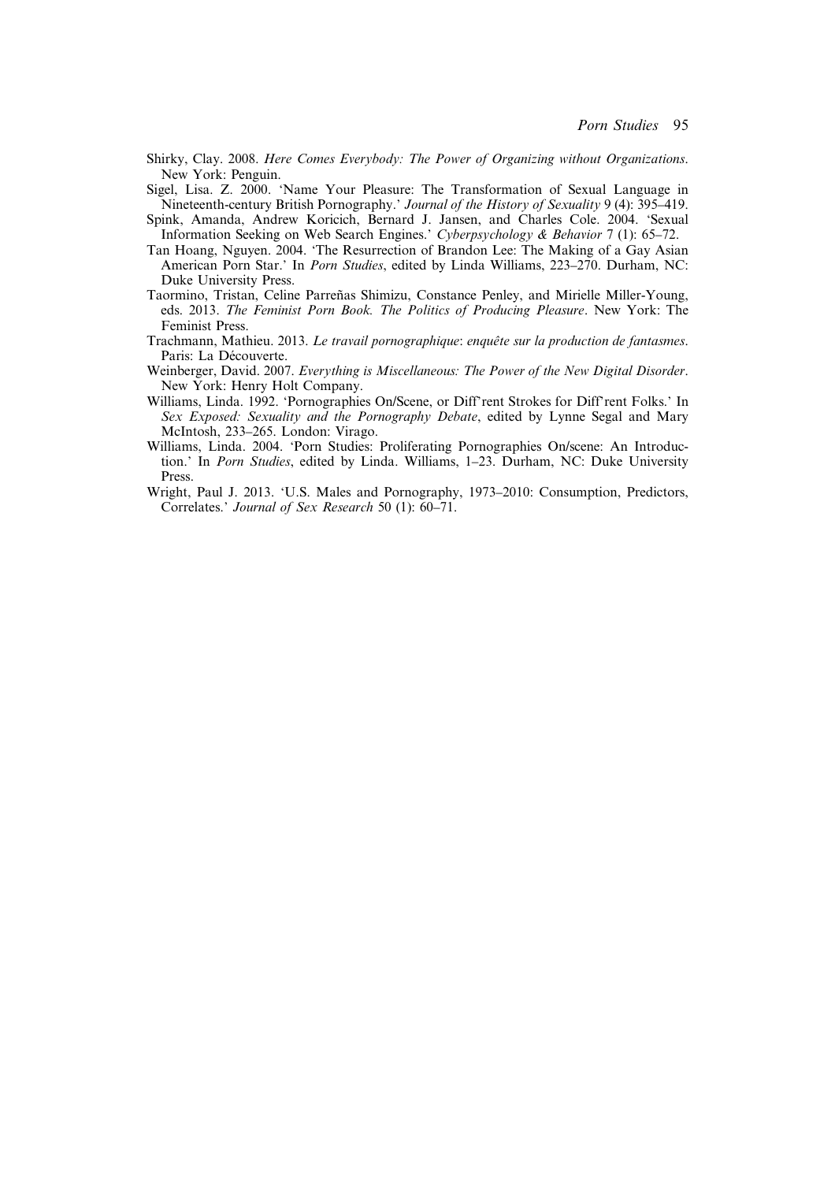Shirky, Clay. 2008. *Here Comes Everybody: The Power of Organizing without Organizations*. New York: Penguin.

Sigel, Lisa. Z. 2000. 'Name Your Pleasure: The Transformation of Sexual Language in Nineteenth-century British Pornography.' *Journal of the History of Sexuality* 9 (4): 395–419.

Spink, Amanda, Andrew Koricich, Bernard J. Jansen, and Charles Cole. 2004. 'Sexual Information Seeking on Web Search Engines.' *Cyberpsychology & Behavior* 7 (1): 65–72.

Tan Hoang, Nguyen. 2004. 'The Resurrection of Brandon Lee: The Making of a Gay Asian American Porn Star.' In *Porn Studies*, edited by Linda Williams, 223–270. Durham, NC: Duke University Press.

Taormino, Tristan, Celine Parreñas Shimizu, Constance Penley, and Mirielle Miller-Young, eds. 2013. *The Feminist Porn Book. The Politics of Producing Pleasure*. New York: The Feminist Press.

Trachmann, Mathieu. 2013. *Le travail pornographique*: *enquête sur la production de fantasmes*. Paris: La Découverte.

Weinberger, David. 2007. *Everything is Miscellaneous: The Power of the New Digital Disorder*. New York: Henry Holt Company.

Williams, Linda. 1992. 'Pornographies On/Scene, or Diff'rent Strokes for Diff'rent Folks.' In *Sex Exposed: Sexuality and the Pornography Debate*, edited by Lynne Segal and Mary McIntosh, 233–265. London: Virago.

Williams, Linda. 2004. 'Porn Studies: Proliferating Pornographies On/scene: An Introduction.' In *Porn Studies*, edited by Linda. Williams, 1–23. Durham, NC: Duke University Press.

Wright, Paul J. 2013. 'U.S. Males and Pornography, 1973–2010: Consumption, Predictors, Correlates.' *Journal of Sex Research* 50 (1): 60–71.